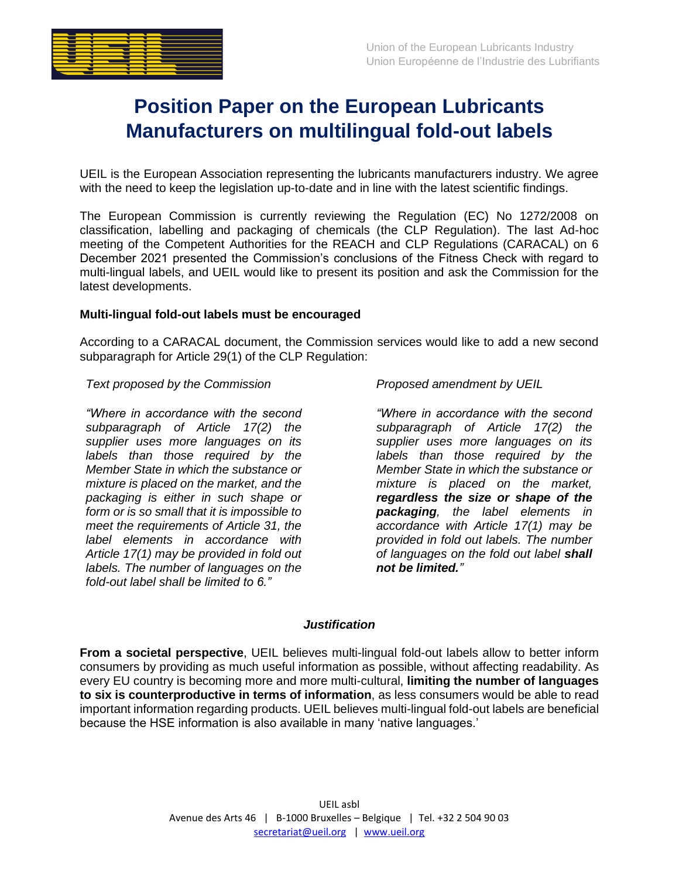Union of the European Lubricants Industry
Union Européenne de l'Industrie des Lubrifiants

# Position Paper on the European Lubricants Manufacturers on multilingual fold-out labels

UEIL is the European Association representing the lubricants manufacturers industry. We agree with the need to keep the legislation up-to-date and in line with the latest scientific findings.

The European Commission is currently reviewing the Regulation (EC) No 1272/2008 on classification, labelling and packaging of chemicals (the CLP Regulation). The last Ad-hoc meeting of the Competent Authorities for the REACH and CLP Regulations (CARACAL) on 6 December 2021 presented the Commission's conclusions of the Fitness Check with regard to multi-lingual labels, and UEIL would like to present its position and ask the Commission for the latest developments.

**Multi-lingual fold-out labels must be encouraged**

According to a CARACAL document, the Commission services would like to add a new second subparagraph for Article 29(1) of the CLP Regulation:

| *Text proposed by the Commission* | *Proposed amendment by UEIL* |
|---|---|
| *"Where in accordance with the second subparagraph of Article 17(2) the supplier uses more languages on its labels than those required by the Member State in which the substance or mixture is placed on the market, and the packaging is either in such shape or form or is so small that it is impossible to meet the requirements of Article 31, the label elements in accordance with Article 17(1) may be provided in fold out labels. The number of languages on the fold-out label shall be limited to 6."* | *"Where in accordance with the second subparagraph of Article 17(2) the supplier uses more languages on its labels than those required by the Member State in which the substance or mixture is placed on the market,* ***regardless the size or shape of the packaging****, the label elements in accordance with Article 17(1) may be provided in fold out labels. The number of languages on the fold out label* ***shall not be limited.****"* |

***Justification***

**From a societal perspective**, UEIL believes multi-lingual fold-out labels allow to better inform consumers by providing as much useful information as possible, without affecting readability. As every EU country is becoming more and more multi-cultural, **limiting the number of languages to six is counterproductive in terms of information**, as less consumers would be able to read important information regarding products. UEIL believes multi-lingual fold-out labels are beneficial because the HSE information is also available in many 'native languages.'

UEIL asbl
Avenue des Arts 46 | B-1000 Bruxelles – Belgique | Tel. +32 2 504 90 03
secretariat@ueil.org | www.ueil.org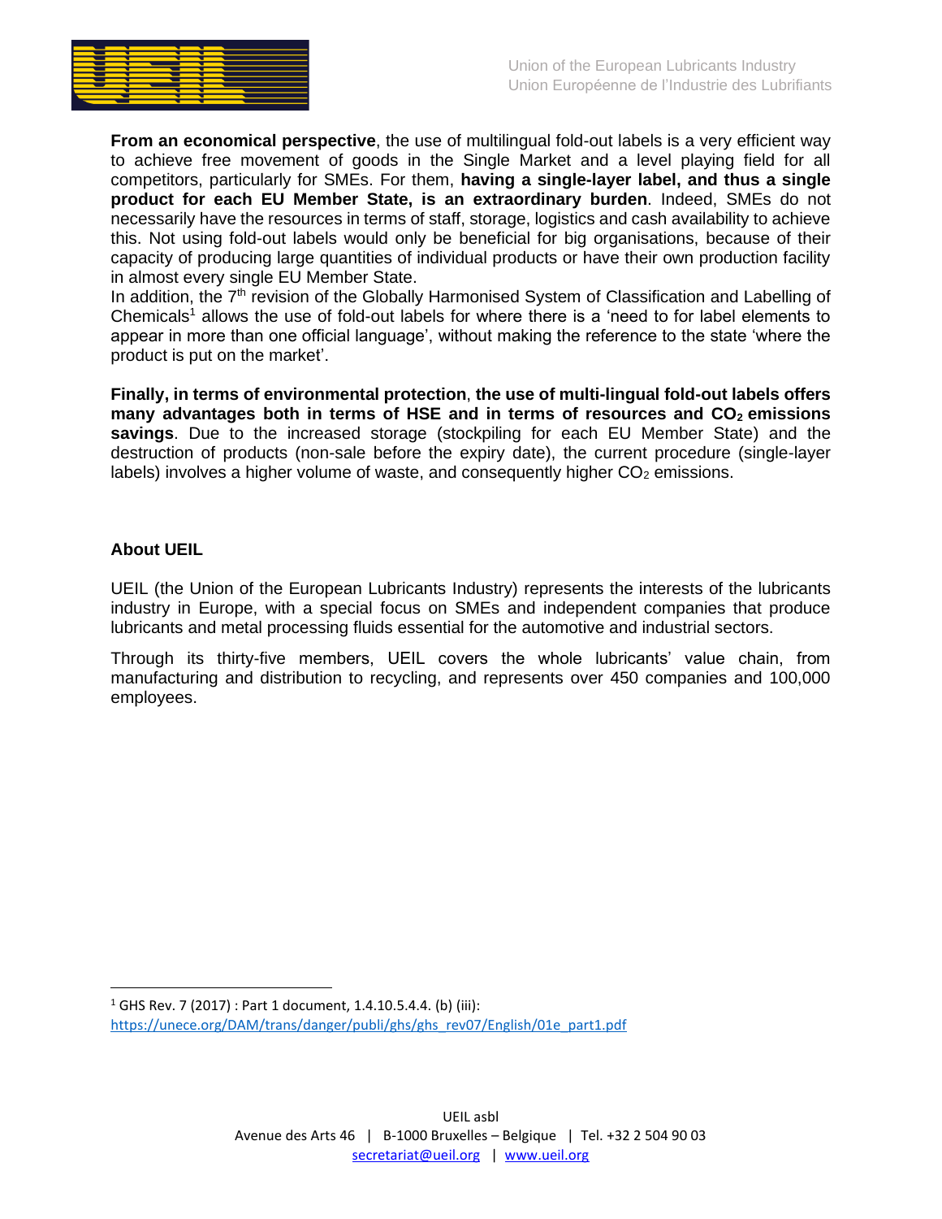**From an economical perspective**, the use of multilingual fold-out labels is a very efficient way to achieve free movement of goods in the Single Market and a level playing field for all competitors, particularly for SMEs. For them, **having a single-layer label, and thus a single product for each EU Member State, is an extraordinary burden**. Indeed, SMEs do not necessarily have the resources in terms of staff, storage, logistics and cash availability to achieve this. Not using fold-out labels would only be beneficial for big organisations, because of their capacity of producing large quantities of individual products or have their own production facility in almost every single EU Member State.
In addition, the 7th revision of the Globally Harmonised System of Classification and Labelling of Chemicals[1] allows the use of fold-out labels for where there is a 'need to for label elements to appear in more than one official language', without making the reference to the state 'where the product is put on the market'.

**Finally, in terms of environmental protection**, **the use of multi-lingual fold-out labels offers many advantages both in terms of HSE and in terms of resources and $CO_2$ emissions savings**. Due to the increased storage (stockpiling for each EU Member State) and the destruction of products (non-sale before the expiry date), the current procedure (single-layer labels) involves a higher volume of waste, and consequently higher $CO_2$ emissions.

## About UEIL

UEIL (the Union of the European Lubricants Industry) represents the interests of the lubricants industry in Europe, with a special focus on SMEs and independent companies that produce lubricants and metal processing fluids essential for the automotive and industrial sectors.

Through its thirty-five members, UEIL covers the whole lubricants' value chain, from manufacturing and distribution to recycling, and represents over 450 companies and 100,000 employees.

---

[1] GHS Rev. 7 (2017) : Part 1 document, 1.4.10.5.4.4. (b) (iii): https://unece.org/DAM/trans/danger/publi/ghs/ghs_rev07/English/01e_part1.pdf